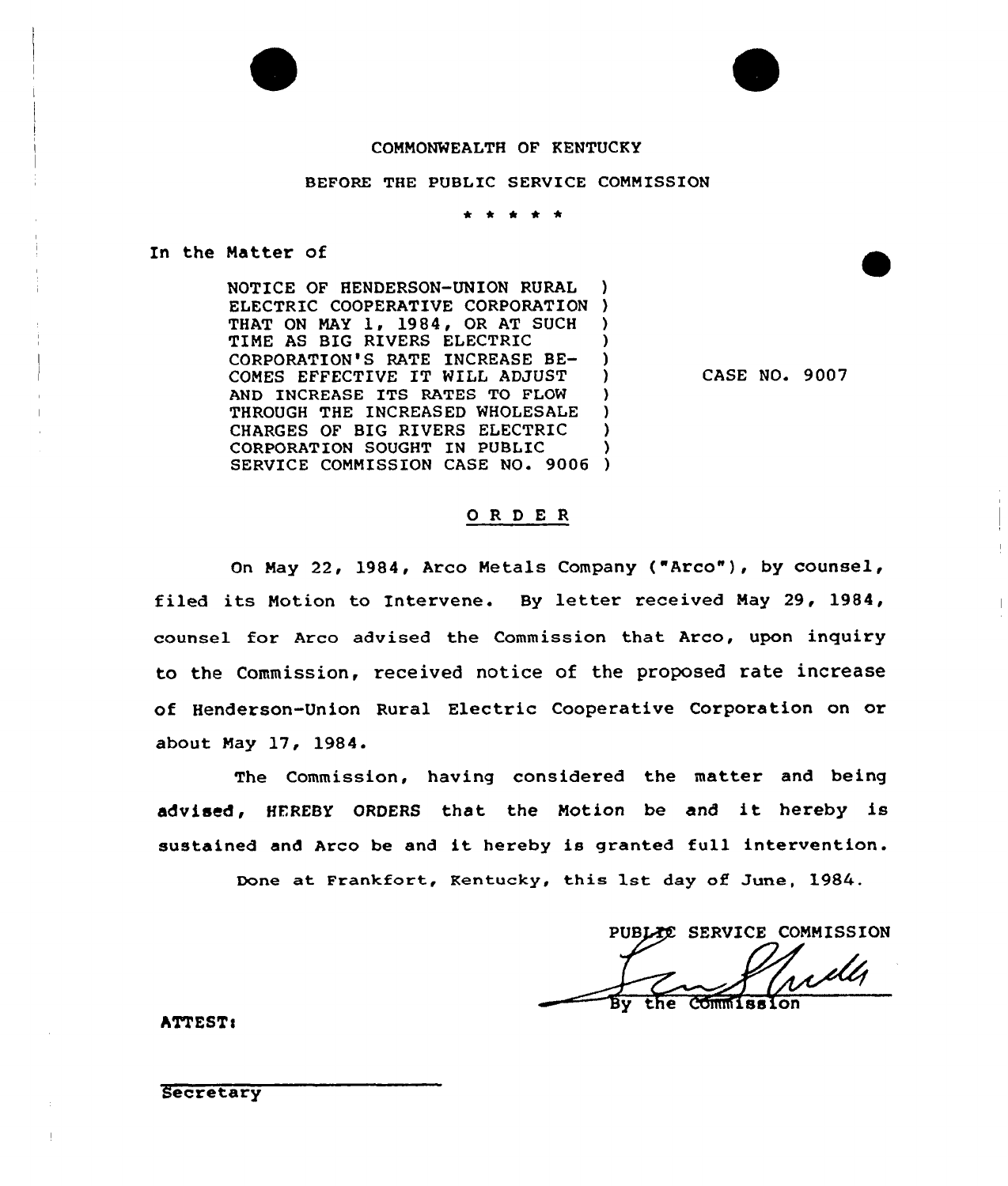COMMONWEALTH OF KENTUCKY

BEFORE THE PUBLIC SERVICE COMMISSION

\* \* \* \* \*

In the Matter of

NOTICE OF HENDERSON-UNION RURAL ELECTRIC COOPERATIVE CORPORATION THAT ON MAY 1, 1984, OR AT SUCH TIME AS BIG RIVERS ELECTRIC CORPORATION'S RATE INCREASE BECOMES EFFECTIVE IT WILL ADJUST AND INCREASE ITS RATES TO FLOW THROUGH THE INCREASED WHOLESALE CHARGES OF BIG RIVERS ELECTRIC CORPORATION SOUGHT IN PUBLIC SERVICE COMMISSION CASE NO. 9006

CASE NO. 9007

## O R D E R

On May 22, 1984, Arco Metals Company ("Arco"), by counsel, filed its Motion to Intervene. By letter received May 29, 1984, counsel for Arco advised the Commission that Arco, upon inquiry to the Commission, received notice of the proposed rate increase of Henderson-Union Rural Electric Cooperative Corporation on or about May 17, 1984.

The Commission, having considered the matter and being advised, HEREBY ORDERS that the Motion be and it hereby is sustained and Arco be and it hereby is granted full intervention.

Done at Frankfort, Kentucky, this 1st day of June, 1984.

PUBLIC SERVICE COMMISSION

By the Commission

ATTEST:

Secretary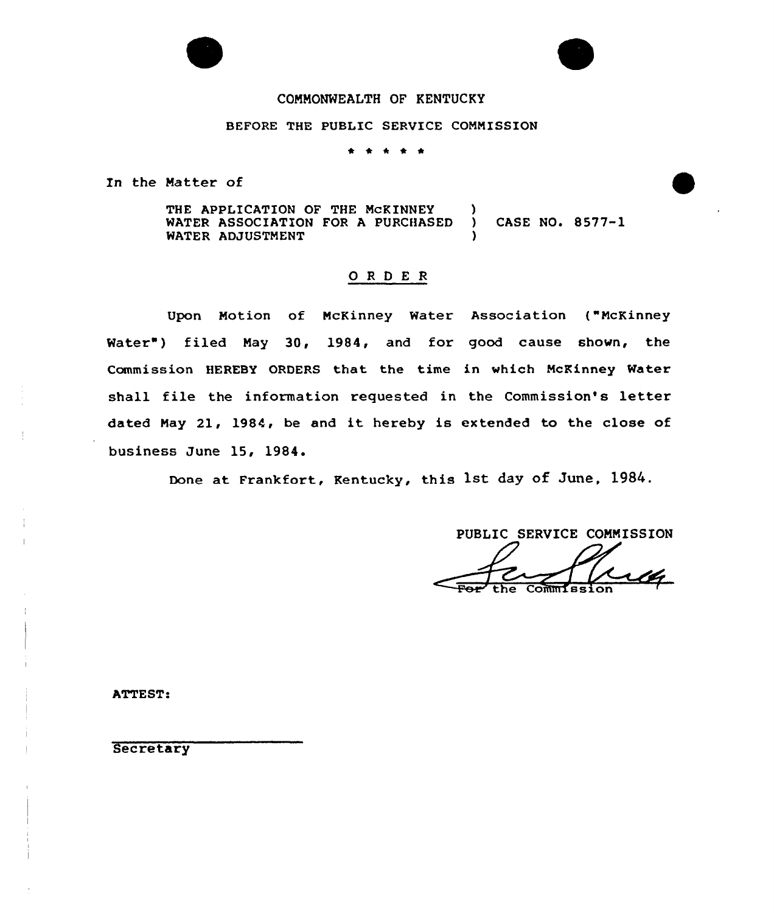COMMONWEALTH OF KENTUCKY

BEFORE THE PUBLIC SERVICE COMMISSION

\* \* \* \* \*

In the Matter of

THE APPLICATION OF THE McKINNEY WATER ASSOCIATION FOR A PURCHASED WATER ADJUSTMENT ) CASE NO. 8577-1

## ORDER

Upon Motion of McKinney Water Association ("McKinney Water") filed May 30, 1984, and for good cause shown, the Commission HEREBY ORDERS that the time in which McKinney Water shall file the information requested in the Commission's letter dated May 21, 1984, be and it hereby is extended to the close of business June 15, 1984.

Done at Frankfort, Kentucky, this 1st day of June, 1984.

PUBLIC SERVICE COMMISSION

For the Commission

ATTEST:

Secretary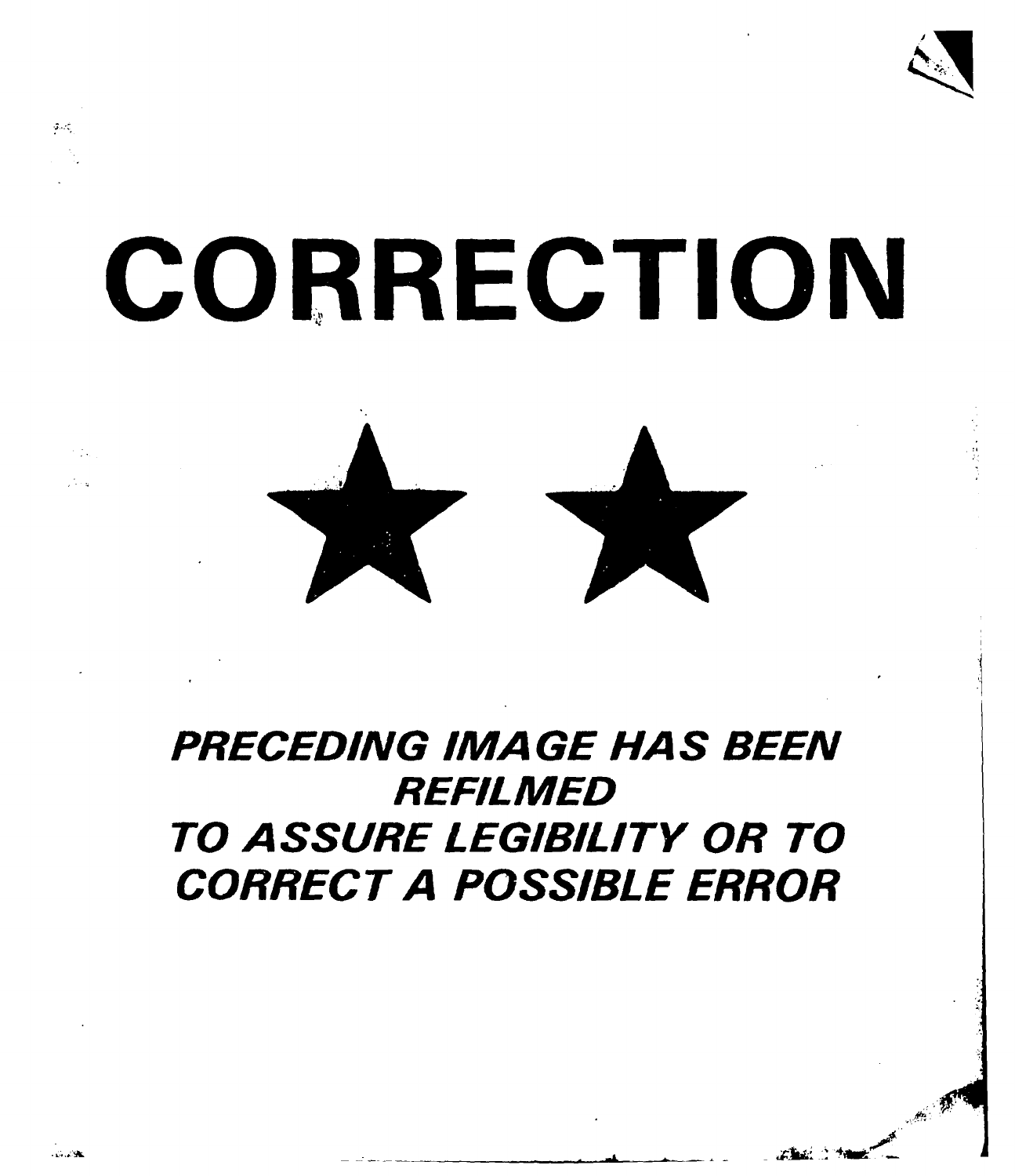# CORRECTION

★ ★

***PRECEDING IMAGE HAS BEEN REFILMED TO ASSURE LEGIBILITY OR TO CORRECT A POSSIBLE ERROR***